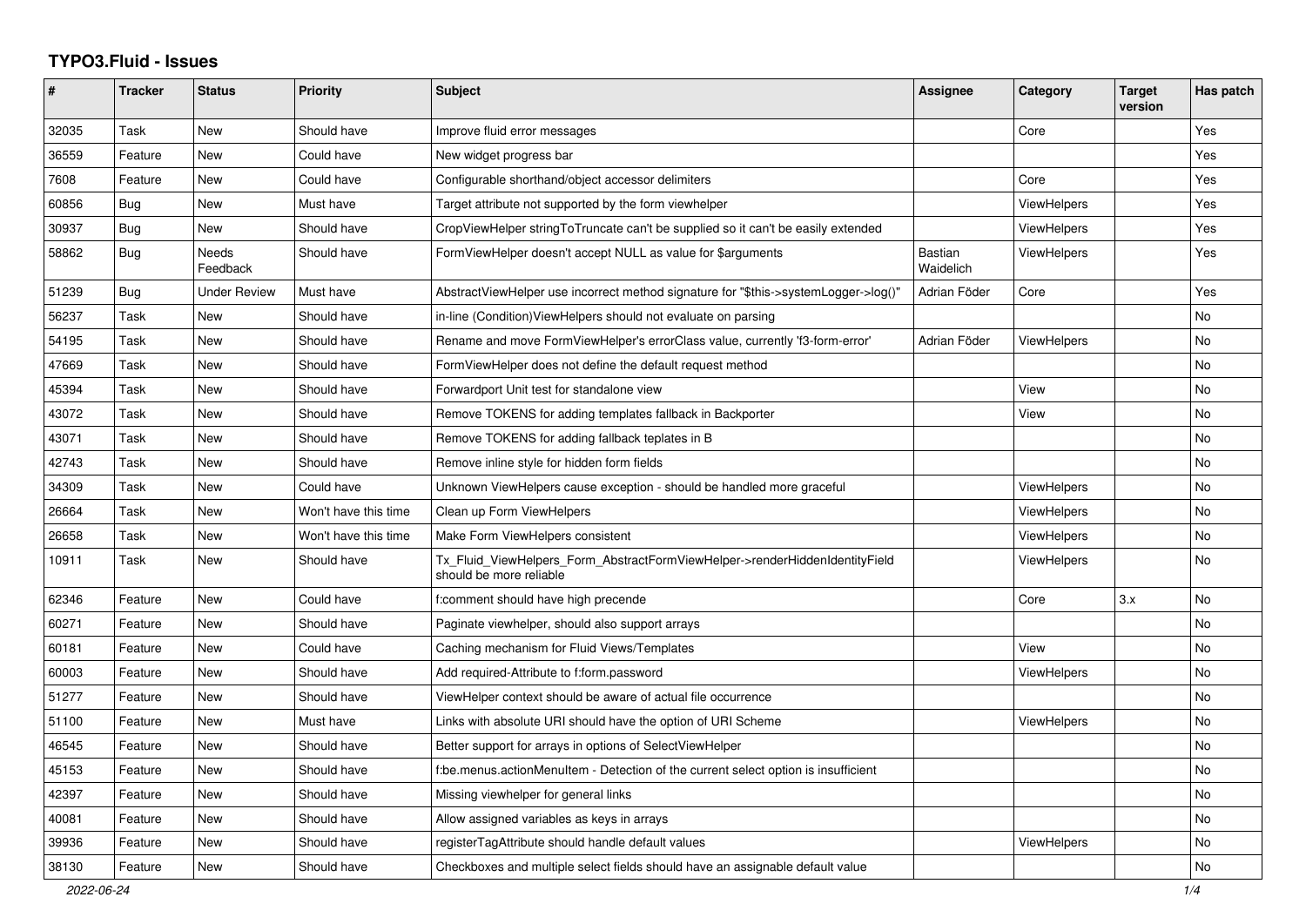# TYPO3.Fluid - Issues

| # | Tracker | Status | Priority | Subject | Assignee | Category | Target version | Has patch |
|---|---|---|---|---|---|---|---|---|
| 32035 | Task | New | Should have | Improve fluid error messages | | Core | | Yes |
| 36559 | Feature | New | Could have | New widget progress bar | | | | Yes |
| 7608 | Feature | New | Could have | Configurable shorthand/object accessor delimiters | | Core | | Yes |
| 60856 | Bug | New | Must have | Target attribute not supported by the form viewhelper | | ViewHelpers | | Yes |
| 30937 | Bug | New | Should have | CropViewHelper stringToTruncate can't be supplied so it can't be easily extended | | ViewHelpers | | Yes |
| 58862 | Bug | Needs Feedback | Should have | FormViewHelper doesn't accept NULL as value for $arguments | Bastian Waidelich | ViewHelpers | | Yes |
| 51239 | Bug | Under Review | Must have | AbstractViewHelper use incorrect method signature for "$this->systemLogger->log()" | Adrian Föder | Core | | Yes |
| 56237 | Task | New | Should have | in-line (Condition)ViewHelpers should not evaluate on parsing | | | | No |
| 54195 | Task | New | Should have | Rename and move FormViewHelper's errorClass value, currently 'f3-form-error' | Adrian Föder | ViewHelpers | | No |
| 47669 | Task | New | Should have | FormViewHelper does not define the default request method | | | | No |
| 45394 | Task | New | Should have | Forwardport Unit test for standalone view | | View | | No |
| 43072 | Task | New | Should have | Remove TOKENS for adding templates fallback in Backporter | | View | | No |
| 43071 | Task | New | Should have | Remove TOKENS for adding fallback teplates in B | | | | No |
| 42743 | Task | New | Should have | Remove inline style for hidden form fields | | | | No |
| 34309 | Task | New | Could have | Unknown ViewHelpers cause exception - should be handled more graceful | | ViewHelpers | | No |
| 26664 | Task | New | Won't have this time | Clean up Form ViewHelpers | | ViewHelpers | | No |
| 26658 | Task | New | Won't have this time | Make Form ViewHelpers consistent | | ViewHelpers | | No |
| 10911 | Task | New | Should have | Tx_Fluid_ViewHelpers_Form_AbstractFormViewHelper->renderHiddenIdentityField should be more reliable | | ViewHelpers | | No |
| 62346 | Feature | New | Could have | f:comment should have high precende | | Core | 3.x | No |
| 60271 | Feature | New | Should have | Paginate viewhelper, should also support arrays | | | | No |
| 60181 | Feature | New | Could have | Caching mechanism for Fluid Views/Templates | | View | | No |
| 60003 | Feature | New | Should have | Add required-Attribute to f:form.password | | ViewHelpers | | No |
| 51277 | Feature | New | Should have | ViewHelper context should be aware of actual file occurrence | | | | No |
| 51100 | Feature | New | Must have | Links with absolute URI should have the option of URI Scheme | | ViewHelpers | | No |
| 46545 | Feature | New | Should have | Better support for arrays in options of SelectViewHelper | | | | No |
| 45153 | Feature | New | Should have | f:be.menus.actionMenuItem - Detection of the current select option is insufficient | | | | No |
| 42397 | Feature | New | Should have | Missing viewhelper for general links | | | | No |
| 40081 | Feature | New | Should have | Allow assigned variables as keys in arrays | | | | No |
| 39936 | Feature | New | Should have | registerTagAttribute should handle default values | | ViewHelpers | | No |
| 38130 | Feature | New | Should have | Checkboxes and multiple select fields should have an assignable default value | | | | No |

2022-06-24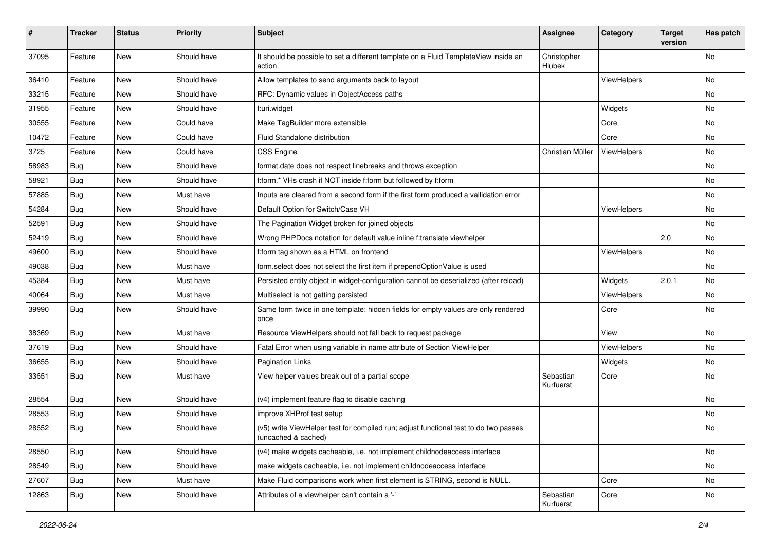| # | Tracker | Status | Priority | Subject | Assignee | Category | Target version | Has patch |
|---|---|---|---|---|---|---|---|---|
| 37095 | Feature | New | Should have | It should be possible to set a different template on a Fluid TemplateView inside an action | Christopher Hlubek | | | No |
| 36410 | Feature | New | Should have | Allow templates to send arguments back to layout | | ViewHelpers | | No |
| 33215 | Feature | New | Should have | RFC: Dynamic values in ObjectAccess paths | | | | No |
| 31955 | Feature | New | Should have | f:uri.widget | | Widgets | | No |
| 30555 | Feature | New | Could have | Make TagBuilder more extensible | | Core | | No |
| 10472 | Feature | New | Could have | Fluid Standalone distribution | | Core | | No |
| 3725 | Feature | New | Could have | CSS Engine | Christian Müller | ViewHelpers | | No |
| 58983 | Bug | New | Should have | format.date does not respect linebreaks and throws exception | | | | No |
| 58921 | Bug | New | Should have | f:form.* VHs crash if NOT inside f:form but followed by f:form | | | | No |
| 57885 | Bug | New | Must have | Inputs are cleared from a second form if the first form produced a vallidation error | | | | No |
| 54284 | Bug | New | Should have | Default Option for Switch/Case VH | | ViewHelpers | | No |
| 52591 | Bug | New | Should have | The Pagination Widget broken for joined objects | | | | No |
| 52419 | Bug | New | Should have | Wrong PHPDocs notation for default value inline f:translate viewhelper | | | 2.0 | No |
| 49600 | Bug | New | Should have | f:form tag shown as a HTML on frontend | | ViewHelpers | | No |
| 49038 | Bug | New | Must have | form.select does not select the first item if prependOptionValue is used | | | | No |
| 45384 | Bug | New | Must have | Persisted entity object in widget-configuration cannot be deserialized (after reload) | | Widgets | 2.0.1 | No |
| 40064 | Bug | New | Must have | Multiselect is not getting persisted | | ViewHelpers | | No |
| 39990 | Bug | New | Should have | Same form twice in one template: hidden fields for empty values are only rendered once | | Core | | No |
| 38369 | Bug | New | Must have | Resource ViewHelpers should not fall back to request package | | View | | No |
| 37619 | Bug | New | Should have | Fatal Error when using variable in name attribute of Section ViewHelper | | ViewHelpers | | No |
| 36655 | Bug | New | Should have | Pagination Links | | Widgets | | No |
| 33551 | Bug | New | Must have | View helper values break out of a partial scope | Sebastian Kurfuerst | Core | | No |
| 28554 | Bug | New | Should have | (v4) implement feature flag to disable caching | | | | No |
| 28553 | Bug | New | Should have | improve XHProf test setup | | | | No |
| 28552 | Bug | New | Should have | (v5) write ViewHelper test for compiled run; adjust functional test to do two passes (uncached & cached) | | | | No |
| 28550 | Bug | New | Should have | (v4) make widgets cacheable, i.e. not implement childnodeaccess interface | | | | No |
| 28549 | Bug | New | Should have | make widgets cacheable, i.e. not implement childnodeaccess interface | | | | No |
| 27607 | Bug | New | Must have | Make Fluid comparisons work when first element is STRING, second is NULL. | | Core | | No |
| 12863 | Bug | New | Should have | Attributes of a viewhelper can't contain a '-' | Sebastian Kurfuerst | Core | | No |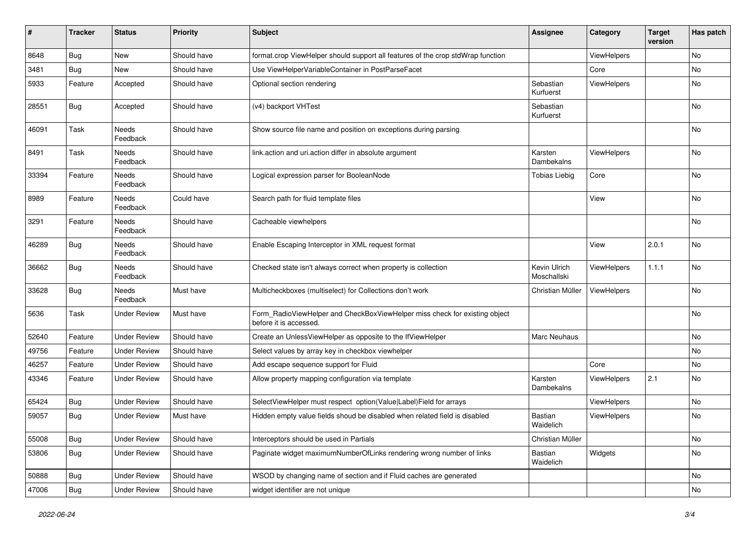| # | Tracker | Status | Priority | Subject | Assignee | Category | Target version | Has patch |
|---|---|---|---|---|---|---|---|---|
| 8648 | Bug | New | Should have | format.crop ViewHelper should support all features of the crop stdWrap function | | ViewHelpers | | No |
| 3481 | Bug | New | Should have | Use ViewHelperVariableContainer in PostParseFacet | | Core | | No |
| 5933 | Feature | Accepted | Should have | Optional section rendering | Sebastian Kurfuerst | ViewHelpers | | No |
| 28551 | Bug | Accepted | Should have | (v4) backport VHTest | Sebastian Kurfuerst | | | No |
| 46091 | Task | Needs Feedback | Should have | Show source file name and position on exceptions during parsing | | | | No |
| 8491 | Task | Needs Feedback | Should have | link.action and uri.action differ in absolute argument | Karsten Dambekalns | ViewHelpers | | No |
| 33394 | Feature | Needs Feedback | Should have | Logical expression parser for BooleanNode | Tobias Liebig | Core | | No |
| 8989 | Feature | Needs Feedback | Could have | Search path for fluid template files | | View | | No |
| 3291 | Feature | Needs Feedback | Should have | Cacheable viewhelpers | | | | No |
| 46289 | Bug | Needs Feedback | Should have | Enable Escaping Interceptor in XML request format | | View | 2.0.1 | No |
| 36662 | Bug | Needs Feedback | Should have | Checked state isn't always correct when property is collection | Kevin Ulrich Moschallski | ViewHelpers | 1.1.1 | No |
| 33628 | Bug | Needs Feedback | Must have | Multicheckboxes (multiselect) for Collections don't work | Christian Müller | ViewHelpers | | No |
| 5636 | Task | Under Review | Must have | Form_RadioViewHelper and CheckBoxViewHelper miss check for existing object before it is accessed. | | | | No |
| 52640 | Feature | Under Review | Should have | Create an UnlessViewHelper as opposite to the IfViewHelper | Marc Neuhaus | | | No |
| 49756 | Feature | Under Review | Should have | Select values by array key in checkbox viewhelper | | | | No |
| 46257 | Feature | Under Review | Should have | Add escape sequence support for Fluid | | Core | | No |
| 43346 | Feature | Under Review | Should have | Allow property mapping configuration via template | Karsten Dambekalns | ViewHelpers | 2.1 | No |
| 65424 | Bug | Under Review | Should have | SelectViewHelper must respect option(Value\|Label)Field for arrays | | ViewHelpers | | No |
| 59057 | Bug | Under Review | Must have | Hidden empty value fields shoud be disabled when related field is disabled | Bastian Waidelich | ViewHelpers | | No |
| 55008 | Bug | Under Review | Should have | Interceptors should be used in Partials | Christian Müller | | | No |
| 53806 | Bug | Under Review | Should have | Paginate widget maximumNumberOfLinks rendering wrong number of links | Bastian Waidelich | Widgets | | No |
| 50888 | Bug | Under Review | Should have | WSOD by changing name of section and if Fluid caches are generated | | | | No |
| 47006 | Bug | Under Review | Should have | widget identifier are not unique | | | | No |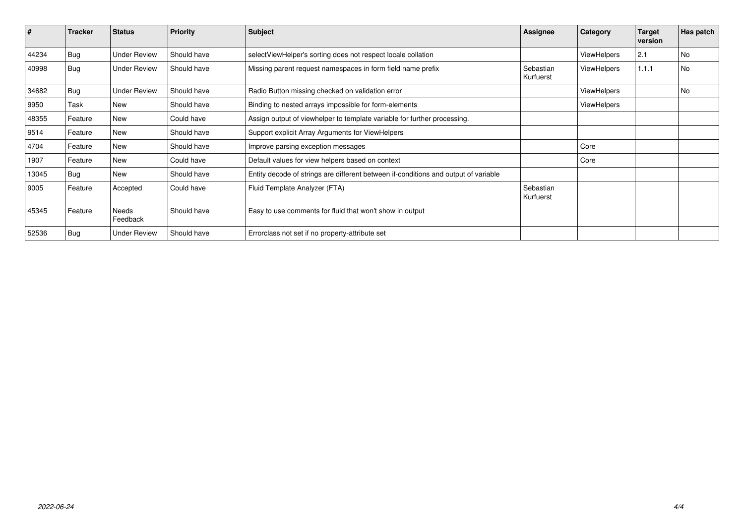| # | Tracker | Status | Priority | Subject | Assignee | Category | Target version | Has patch |
|---|---|---|---|---|---|---|---|---|
| 44234 | Bug | Under Review | Should have | selectViewHelper's sorting does not respect locale collation | | ViewHelpers | 2.1 | No |
| 40998 | Bug | Under Review | Should have | Missing parent request namespaces in form field name prefix | Sebastian Kurfuerst | ViewHelpers | 1.1.1 | No |
| 34682 | Bug | Under Review | Should have | Radio Button missing checked on validation error | | ViewHelpers | | No |
| 9950 | Task | New | Should have | Binding to nested arrays impossible for form-elements | | ViewHelpers | | |
| 48355 | Feature | New | Could have | Assign output of viewhelper to template variable for further processing. | | | | |
| 9514 | Feature | New | Should have | Support explicit Array Arguments for ViewHelpers | | | | |
| 4704 | Feature | New | Should have | Improve parsing exception messages | | Core | | |
| 1907 | Feature | New | Could have | Default values for view helpers based on context | | Core | | |
| 13045 | Bug | New | Should have | Entity decode of strings are different between if-conditions and output of variable | | | | |
| 9005 | Feature | Accepted | Could have | Fluid Template Analyzer (FTA) | Sebastian Kurfuerst | | | |
| 45345 | Feature | Needs Feedback | Should have | Easy to use comments for fluid that won't show in output | | | | |
| 52536 | Bug | Under Review | Should have | Errorclass not set if no property-attribute set | | | | |

2022-06-24